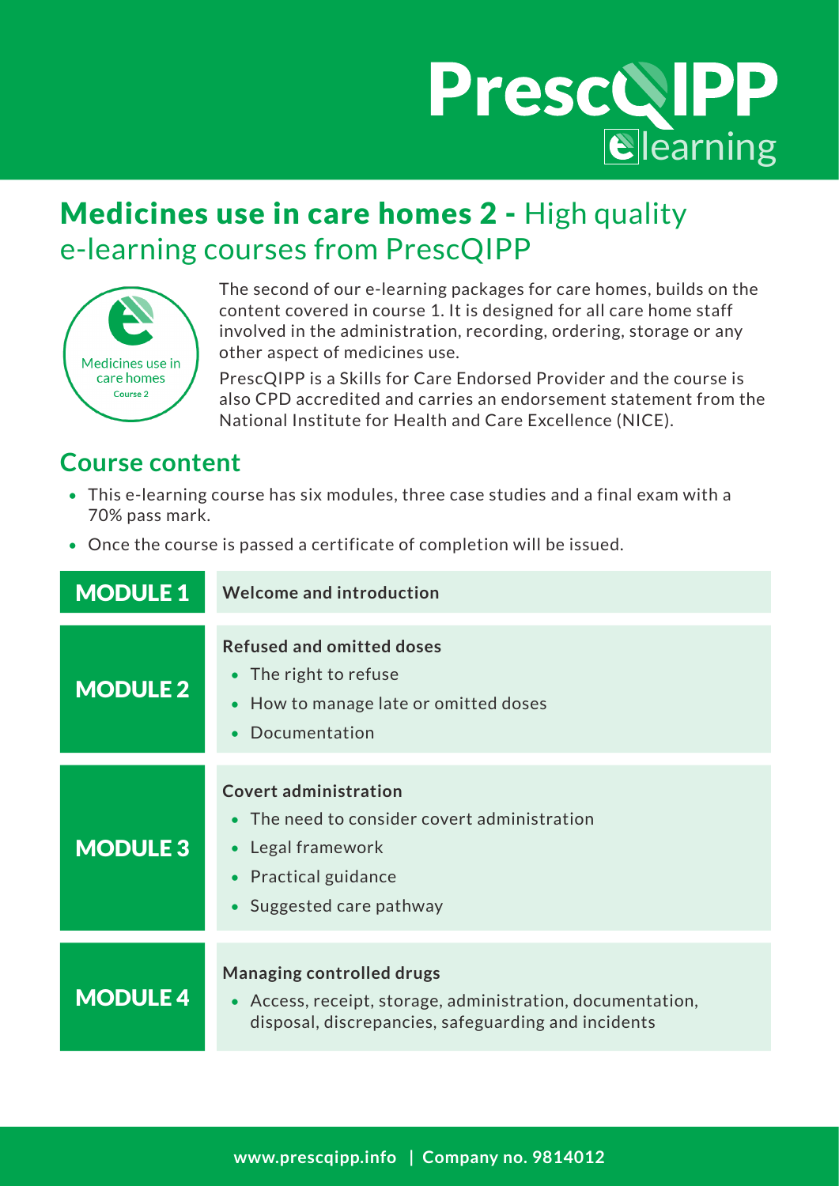# Medicines use in care homes 2 - High quality e-learning courses from PrescQIPP

Medicines use in care homes Course 2

The second of our e-learning packages for care homes, builds on the content covered in course 1. It is designed for all care home staff involved in the administration, recording, ordering, storage or any other aspect of medicines use.

PrescQIPP is a Skills for Care Endorsed Provider and the course is also CPD accredited and carries an endorsement statement from the National Institute for Health and Care Excellence (NICE).

## Course content

- This e-learning course has six modules, three case studies and a final exam with a 70% pass mark.
- Once the course is passed a certificate of completion will be issued.

| Module | Content |
|---|---|
| **MODULE 1** | **Welcome and introduction** |
| **MODULE 2** | **Refused and omitted doses**<br>• The right to refuse<br>• How to manage late or omitted doses<br>• Documentation |
| **MODULE 3** | **Covert administration**<br>• The need to consider covert administration<br>• Legal framework<br>• Practical guidance<br>• Suggested care pathway |
| **MODULE 4** | **Managing controlled drugs**<br>• Access, receipt, storage, administration, documentation, disposal, discrepancies, safeguarding and incidents |

www.prescqipp.info | Company no. 9814012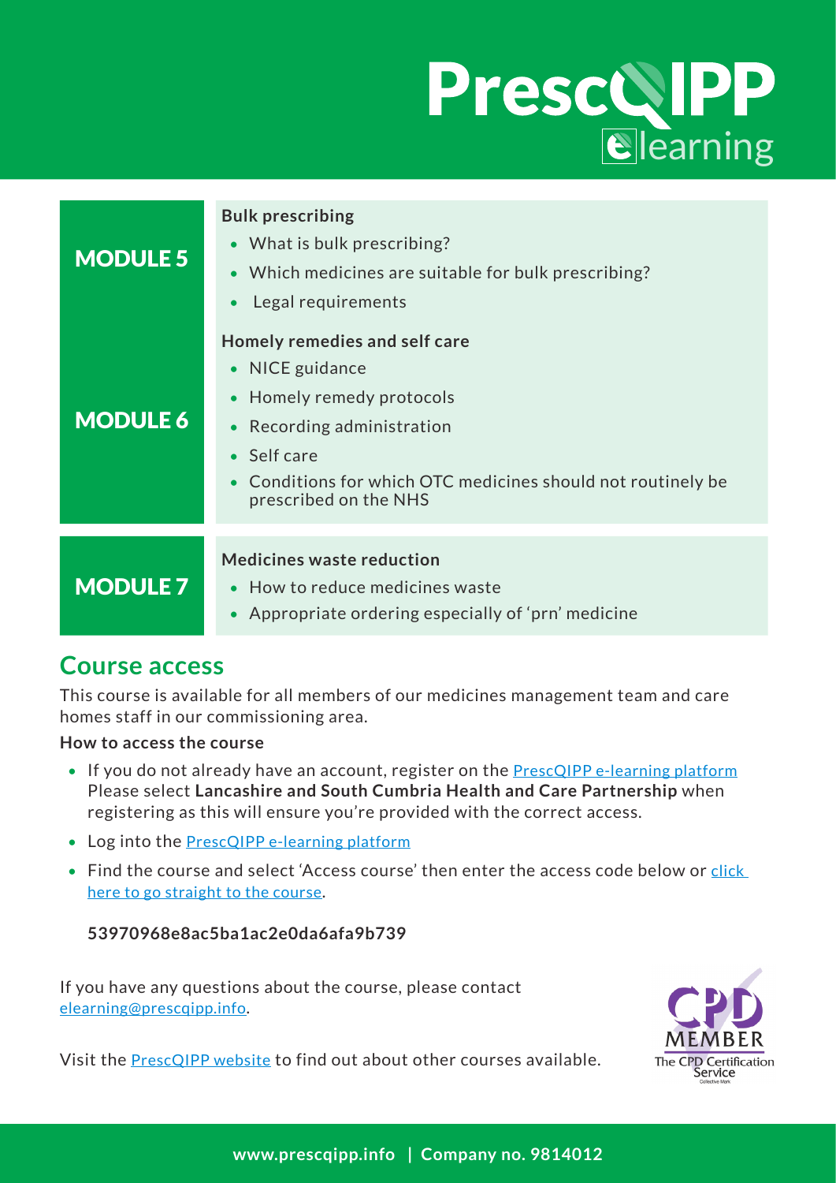| | |
|---|---|
| **MODULE 5** | **Bulk prescribing**<br>• What is bulk prescribing?<br>• Which medicines are suitable for bulk prescribing?<br>• Legal requirements |
| **MODULE 6** | **Homely remedies and self care**<br>• NICE guidance<br>• Homely remedy protocols<br>• Recording administration<br>• Self care<br>• Conditions for which OTC medicines should not routinely be prescribed on the NHS |
| **MODULE 7** | **Medicines waste reduction**<br>• How to reduce medicines waste<br>• Appropriate ordering especially of 'prn' medicine |

## Course access

This course is available for all members of our medicines management team and care homes staff in our commissioning area.

**How to access the course**

- If you do not already have an account, register on the PrescQIPP e-learning platform Please select **Lancashire and South Cumbria Health and Care Partnership** when registering as this will ensure you're provided with the correct access.
- Log into the PrescQIPP e-learning platform
- Find the course and select 'Access course' then enter the access code below or click here to go straight to the course.

**53970968e8ac5ba1ac2e0da6afa9b739**

If you have any questions about the course, please contact elearning@prescqipp.info.

Visit the PrescQIPP website to find out about other courses available.

**www.prescqipp.info | Company no. 9814012**